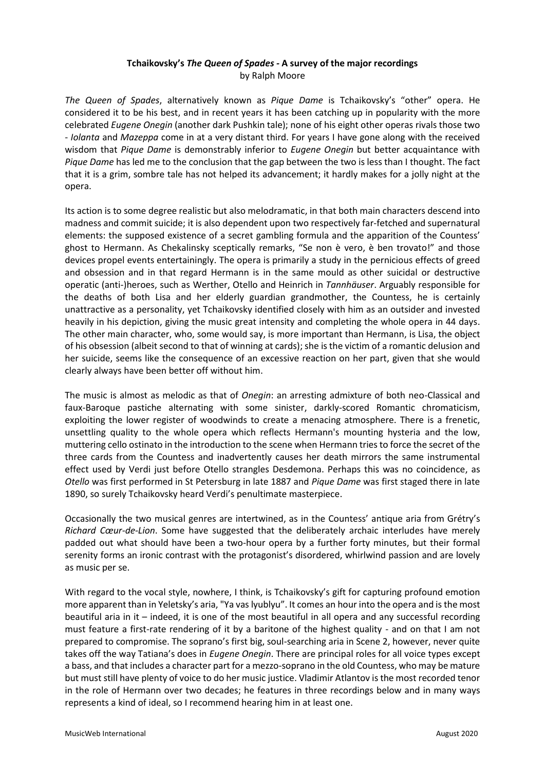# Tchaikovsky's *The Queen of Spades* - A survey of the major recordings

by Ralph Moore

*The Queen of Spades*, alternatively known as *Pique Dame* is Tchaikovsky's "other" opera. He considered it to be his best, and in recent years it has been catching up in popularity with the more celebrated *Eugene Onegin* (another dark Pushkin tale); none of his eight other operas rivals those two - *Iolanta* and *Mazeppa* come in at a very distant third. For years I have gone along with the received wisdom that *Pique Dame* is demonstrably inferior to *Eugene Onegin* but better acquaintance with *Pique Dame* has led me to the conclusion that the gap between the two is less than I thought. The fact that it is a grim, sombre tale has not helped its advancement; it hardly makes for a jolly night at the opera.

Its action is to some degree realistic but also melodramatic, in that both main characters descend into madness and commit suicide; it is also dependent upon two respectively far-fetched and supernatural elements: the supposed existence of a secret gambling formula and the apparition of the Countess' ghost to Hermann. As Chekalinsky sceptically remarks, "Se non è vero, è ben trovato!" and those devices propel events entertainingly. The opera is primarily a study in the pernicious effects of greed and obsession and in that regard Hermann is in the same mould as other suicidal or destructive operatic (anti-)heroes, such as Werther, Otello and Heinrich in *Tannhäuser*. Arguably responsible for the deaths of both Lisa and her elderly guardian grandmother, the Countess, he is certainly unattractive as a personality, yet Tchaikovsky identified closely with him as an outsider and invested heavily in his depiction, giving the music great intensity and completing the whole opera in 44 days. The other main character, who, some would say, is more important than Hermann, is Lisa, the object of his obsession (albeit second to that of winning at cards); she is the victim of a romantic delusion and her suicide, seems like the consequence of an excessive reaction on her part, given that she would clearly always have been better off without him.

The music is almost as melodic as that of *Onegin*: an arresting admixture of both neo-Classical and faux-Baroque pastiche alternating with some sinister, darkly-scored Romantic chromaticism, exploiting the lower register of woodwinds to create a menacing atmosphere. There is a frenetic, unsettling quality to the whole opera which reflects Hermann's mounting hysteria and the low, muttering cello ostinato in the introduction to the scene when Hermann tries to force the secret of the three cards from the Countess and inadvertently causes her death mirrors the same instrumental effect used by Verdi just before Otello strangles Desdemona. Perhaps this was no coincidence, as *Otello* was first performed in St Petersburg in late 1887 and *Pique Dame* was first staged there in late 1890, so surely Tchaikovsky heard Verdi's penultimate masterpiece.

Occasionally the two musical genres are intertwined, as in the Countess' antique aria from Grétry's *Richard Cœur-de-Lion*. Some have suggested that the deliberately archaic interludes have merely padded out what should have been a two-hour opera by a further forty minutes, but their formal serenity forms an ironic contrast with the protagonist's disordered, whirlwind passion and are lovely as music per se.

With regard to the vocal style, nowhere, I think, is Tchaikovsky's gift for capturing profound emotion more apparent than in Yeletsky's aria, "Ya vas lyublyu". It comes an hour into the opera and is the most beautiful aria in it – indeed, it is one of the most beautiful in all opera and any successful recording must feature a first-rate rendering of it by a baritone of the highest quality - and on that I am not prepared to compromise. The soprano's first big, soul-searching aria in Scene 2, however, never quite takes off the way Tatiana's does in *Eugene Onegin*. There are principal roles for all voice types except a bass, and that includes a character part for a mezzo-soprano in the old Countess, who may be mature but must still have plenty of voice to do her music justice. Vladimir Atlantov is the most recorded tenor in the role of Hermann over two decades; he features in three recordings below and in many ways represents a kind of ideal, so I recommend hearing him in at least one.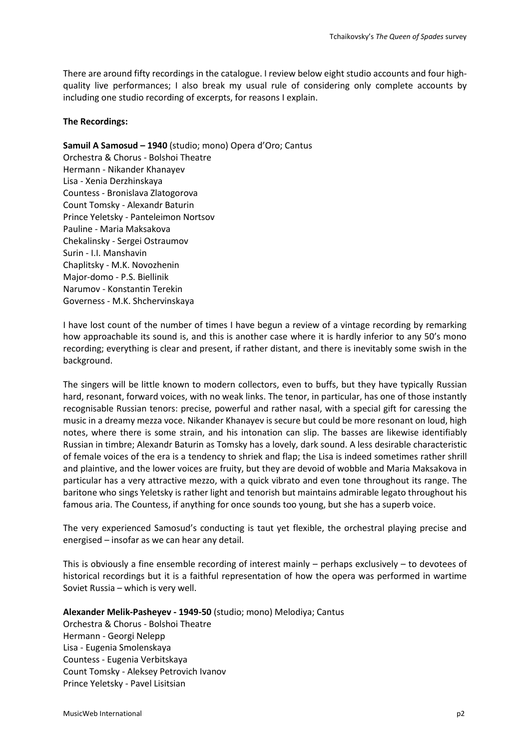There are around fifty recordings in the catalogue. I review below eight studio accounts and four high-quality live performances; I also break my usual rule of considering only complete accounts by including one studio recording of excerpts, for reasons I explain.

**The Recordings:**

**Samuil A Samosud – 1940** (studio; mono) Opera d'Oro; Cantus
Orchestra & Chorus - Bolshoi Theatre
Hermann - Nikander Khanayev
Lisa - Xenia Derzhinskaya
Countess - Bronislava Zlatogorova
Count Tomsky - Alexandr Baturin
Prince Yeletsky - Panteleimon Nortsov
Pauline - Maria Maksakova
Chekalinsky - Sergei Ostraumov
Surin - I.I. Manshavin
Chaplitsky - M.K. Novozhenin
Major-domo - P.S. Biellinik
Narumov - Konstantin Terekin
Governess - M.K. Shchervinskaya

I have lost count of the number of times I have begun a review of a vintage recording by remarking how approachable its sound is, and this is another case where it is hardly inferior to any 50's mono recording; everything is clear and present, if rather distant, and there is inevitably some swish in the background.

The singers will be little known to modern collectors, even to buffs, but they have typically Russian hard, resonant, forward voices, with no weak links. The tenor, in particular, has one of those instantly recognisable Russian tenors: precise, powerful and rather nasal, with a special gift for caressing the music in a dreamy mezza voce. Nikander Khanayev is secure but could be more resonant on loud, high notes, where there is some strain, and his intonation can slip. The basses are likewise identifiably Russian in timbre; Alexandr Baturin as Tomsky has a lovely, dark sound. A less desirable characteristic of female voices of the era is a tendency to shriek and flap; the Lisa is indeed sometimes rather shrill and plaintive, and the lower voices are fruity, but they are devoid of wobble and Maria Maksakova in particular has a very attractive mezzo, with a quick vibrato and even tone throughout its range. The baritone who sings Yeletsky is rather light and tenorish but maintains admirable legato throughout his famous aria. The Countess, if anything for once sounds too young, but she has a superb voice.

The very experienced Samosud's conducting is taut yet flexible, the orchestral playing precise and energised – insofar as we can hear any detail.

This is obviously a fine ensemble recording of interest mainly – perhaps exclusively – to devotees of historical recordings but it is a faithful representation of how the opera was performed in wartime Soviet Russia – which is very well.

**Alexander Melik-Pasheyev - 1949-50** (studio; mono) Melodiya; Cantus
Orchestra & Chorus - Bolshoi Theatre
Hermann - Georgi Nelepp
Lisa - Eugenia Smolenskaya
Countess - Eugenia Verbitskaya
Count Tomsky - Aleksey Petrovich Ivanov
Prince Yeletsky - Pavel Lisitsian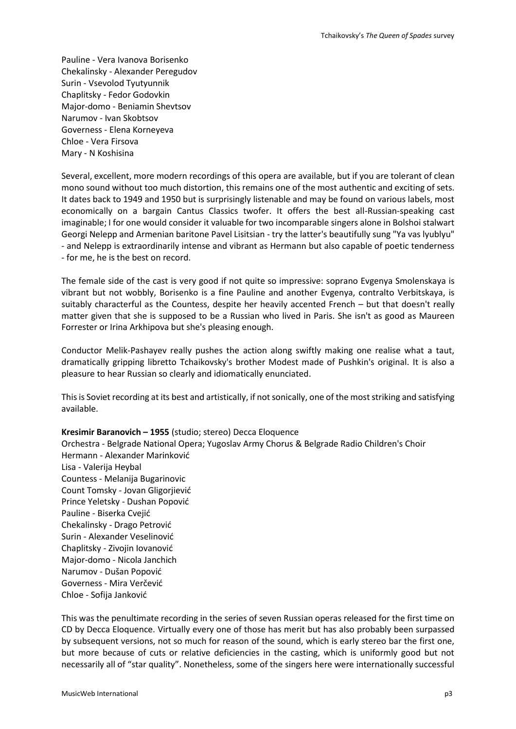Pauline - Vera Ivanova Borisenko
Chekalinsky - Alexander Peregudov
Surin - Vsevolod Tyutyunnik
Chaplitsky - Fedor Godovkin
Major-domo - Beniamin Shevtsov
Narumov - Ivan Skobtsov
Governess - Elena Korneyeva
Chloe - Vera Firsova
Mary - N Koshisina

Several, excellent, more modern recordings of this opera are available, but if you are tolerant of clean mono sound without too much distortion, this remains one of the most authentic and exciting of sets. It dates back to 1949 and 1950 but is surprisingly listenable and may be found on various labels, most economically on a bargain Cantus Classics twofer. It offers the best all-Russian-speaking cast imaginable; I for one would consider it valuable for two incomparable singers alone in Bolshoi stalwart Georgi Nelepp and Armenian baritone Pavel Lisitsian - try the latter's beautifully sung "Ya vas lyublyu" - and Nelepp is extraordinarily intense and vibrant as Hermann but also capable of poetic tenderness - for me, he is the best on record.

The female side of the cast is very good if not quite so impressive: soprano Evgenya Smolenskaya is vibrant but not wobbly, Borisenko is a fine Pauline and another Evgenya, contralto Verbitskaya, is suitably characterful as the Countess, despite her heavily accented French – but that doesn't really matter given that she is supposed to be a Russian who lived in Paris. She isn't as good as Maureen Forrester or Irina Arkhipova but she's pleasing enough.

Conductor Melik-Pashayev really pushes the action along swiftly making one realise what a taut, dramatically gripping libretto Tchaikovsky's brother Modest made of Pushkin's original. It is also a pleasure to hear Russian so clearly and idiomatically enunciated.

This is Soviet recording at its best and artistically, if not sonically, one of the most striking and satisfying available.

**Kresimir Baranovich – 1955** (studio; stereo) Decca Eloquence
Orchestra - Belgrade National Opera; Yugoslav Army Chorus & Belgrade Radio Children's Choir
Hermann - Alexander Marinković
Lisa - Valerija Heybal
Countess - Melanija Bugarinovic
Count Tomsky - Jovan Gligorjiević
Prince Yeletsky - Dushan Popović
Pauline - Biserka Cvejić
Chekalinsky - Drago Petrović
Surin - Alexander Veselinović
Chaplitsky - Zivojin Iovanović
Major-domo - Nicola Janchich
Narumov - Dušan Popović
Governess - Mira Verčević
Chloe - Sofija Janković

This was the penultimate recording in the series of seven Russian operas released for the first time on CD by Decca Eloquence. Virtually every one of those has merit but has also probably been surpassed by subsequent versions, not so much for reason of the sound, which is early stereo bar the first one, but more because of cuts or relative deficiencies in the casting, which is uniformly good but not necessarily all of "star quality". Nonetheless, some of the singers here were internationally successful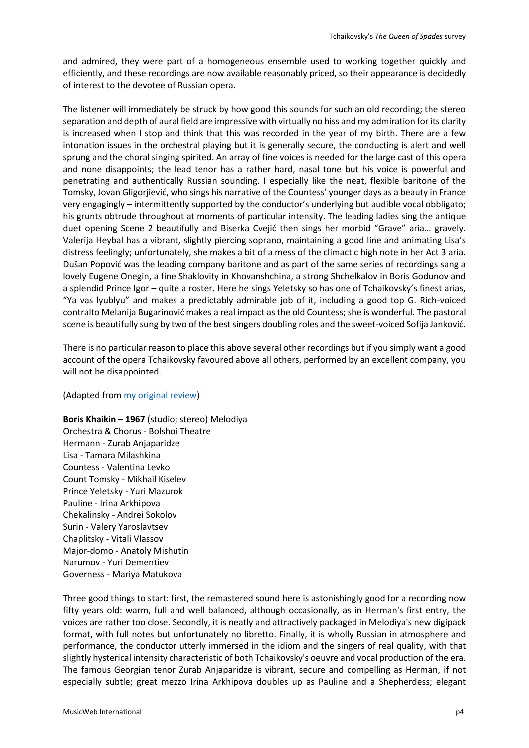and admired, they were part of a homogeneous ensemble used to working together quickly and efficiently, and these recordings are now available reasonably priced, so their appearance is decidedly of interest to the devotee of Russian opera.

The listener will immediately be struck by how good this sounds for such an old recording; the stereo separation and depth of aural field are impressive with virtually no hiss and my admiration for its clarity is increased when I stop and think that this was recorded in the year of my birth. There are a few intonation issues in the orchestral playing but it is generally secure, the conducting is alert and well sprung and the choral singing spirited. An array of fine voices is needed for the large cast of this opera and none disappoints; the lead tenor has a rather hard, nasal tone but his voice is powerful and penetrating and authentically Russian sounding. I especially like the neat, flexible baritone of the Tomsky, Jovan Gligorjiević, who sings his narrative of the Countess' younger days as a beauty in France very engagingly – intermittently supported by the conductor's underlying but audible vocal obbligato; his grunts obtrude throughout at moments of particular intensity. The leading ladies sing the antique duet opening Scene 2 beautifully and Biserka Cvejić then sings her morbid "Grave" aria… gravely. Valerija Heybal has a vibrant, slightly piercing soprano, maintaining a good line and animating Lisa's distress feelingly; unfortunately, she makes a bit of a mess of the climactic high note in her Act 3 aria. Dušan Popović was the leading company baritone and as part of the same series of recordings sang a lovely Eugene Onegin, a fine Shaklovity in Khovanshchina, a strong Shchelkalov in Boris Godunov and a splendid Prince Igor – quite a roster. Here he sings Yeletsky so has one of Tchaikovsky's finest arias, "Ya vas lyublyu" and makes a predictably admirable job of it, including a good top G. Rich-voiced contralto Melanija Bugarinović makes a real impact as the old Countess; she is wonderful. The pastoral scene is beautifully sung by two of the best singers doubling roles and the sweet-voiced Sofija Janković.

There is no particular reason to place this above several other recordings but if you simply want a good account of the opera Tchaikovsky favoured above all others, performed by an excellent company, you will not be disappointed.

(Adapted from [my original review])

**Boris Khaikin – 1967** (studio; stereo) Melodiya
Orchestra & Chorus - Bolshoi Theatre
Hermann - Zurab Anjaparidze
Lisa - Tamara Milashkina
Countess - Valentina Levko
Count Tomsky - Mikhail Kiselev
Prince Yeletsky - Yuri Mazurok
Pauline - Irina Arkhipova
Chekalinsky - Andrei Sokolov
Surin - Valery Yaroslavtsev
Chaplitsky - Vitali Vlassov
Major-domo - Anatoly Mishutin
Narumov - Yuri Dementiev
Governess - Mariya Matukova

Three good things to start: first, the remastered sound here is astonishingly good for a recording now fifty years old: warm, full and well balanced, although occasionally, as in Herman's first entry, the voices are rather too close. Secondly, it is neatly and attractively packaged in Melodiya's new digipack format, with full notes but unfortunately no libretto. Finally, it is wholly Russian in atmosphere and performance, the conductor utterly immersed in the idiom and the singers of real quality, with that slightly hysterical intensity characteristic of both Tchaikovsky's oeuvre and vocal production of the era. The famous Georgian tenor Zurab Anjaparidze is vibrant, secure and compelling as Herman, if not especially subtle; great mezzo Irina Arkhipova doubles up as Pauline and a Shepherdess; elegant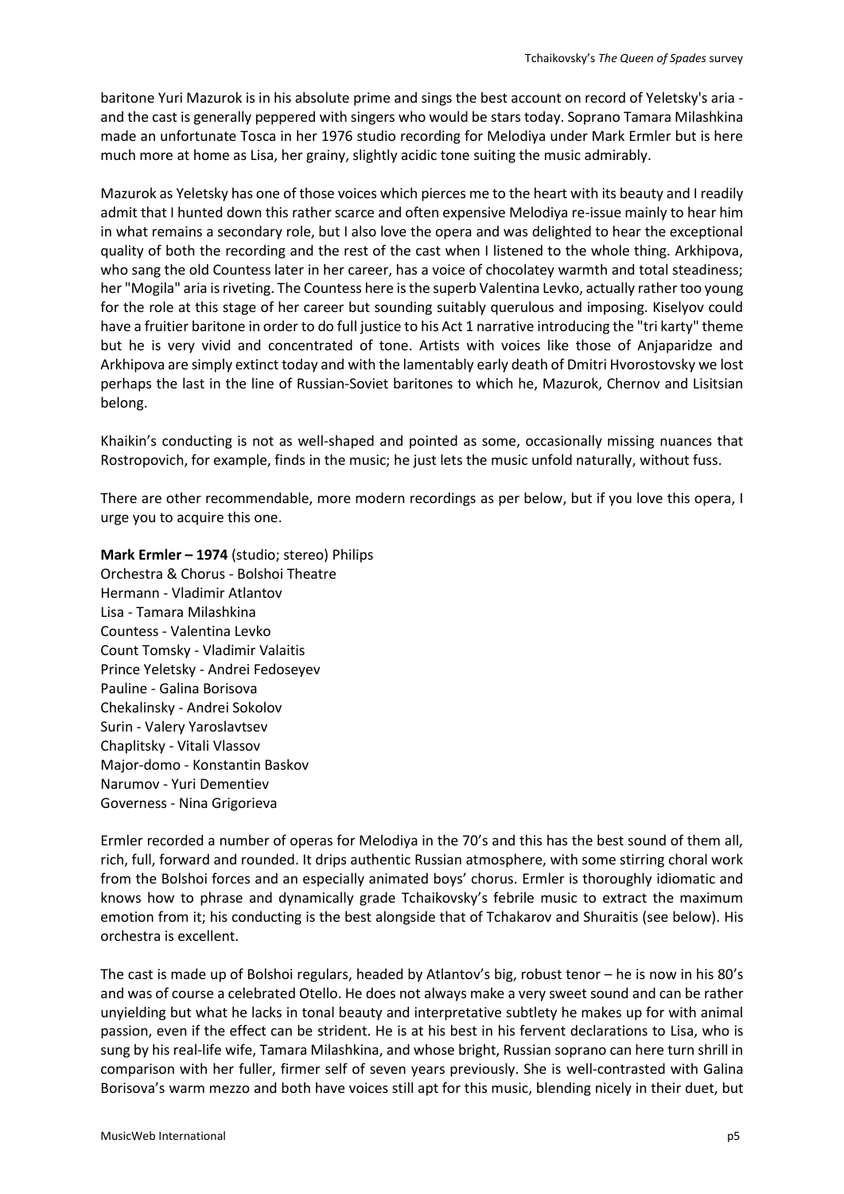baritone Yuri Mazurok is in his absolute prime and sings the best account on record of Yeletsky's aria - and the cast is generally peppered with singers who would be stars today. Soprano Tamara Milashkina made an unfortunate Tosca in her 1976 studio recording for Melodiya under Mark Ermler but is here much more at home as Lisa, her grainy, slightly acidic tone suiting the music admirably.

Mazurok as Yeletsky has one of those voices which pierces me to the heart with its beauty and I readily admit that I hunted down this rather scarce and often expensive Melodiya re-issue mainly to hear him in what remains a secondary role, but I also love the opera and was delighted to hear the exceptional quality of both the recording and the rest of the cast when I listened to the whole thing. Arkhipova, who sang the old Countess later in her career, has a voice of chocolatey warmth and total steadiness; her "Mogila" aria is riveting. The Countess here is the superb Valentina Levko, actually rather too young for the role at this stage of her career but sounding suitably querulous and imposing. Kiselyov could have a fruitier baritone in order to do full justice to his Act 1 narrative introducing the "tri karty" theme but he is very vivid and concentrated of tone. Artists with voices like those of Anjaparidze and Arkhipova are simply extinct today and with the lamentably early death of Dmitri Hvorostovsky we lost perhaps the last in the line of Russian-Soviet baritones to which he, Mazurok, Chernov and Lisitsian belong.

Khaikin's conducting is not as well-shaped and pointed as some, occasionally missing nuances that Rostropovich, for example, finds in the music; he just lets the music unfold naturally, without fuss.

There are other recommendable, more modern recordings as per below, but if you love this opera, I urge you to acquire this one.

**Mark Ermler – 1974** (studio; stereo) Philips
Orchestra & Chorus - Bolshoi Theatre
Hermann - Vladimir Atlantov
Lisa - Tamara Milashkina
Countess - Valentina Levko
Count Tomsky - Vladimir Valaitis
Prince Yeletsky - Andrei Fedoseyev
Pauline - Galina Borisova
Chekalinsky - Andrei Sokolov
Surin - Valery Yaroslavtsev
Chaplitsky - Vitali Vlassov
Major-domo - Konstantin Baskov
Narumov - Yuri Dementiev
Governess - Nina Grigorieva

Ermler recorded a number of operas for Melodiya in the 70's and this has the best sound of them all, rich, full, forward and rounded. It drips authentic Russian atmosphere, with some stirring choral work from the Bolshoi forces and an especially animated boys' chorus. Ermler is thoroughly idiomatic and knows how to phrase and dynamically grade Tchaikovsky's febrile music to extract the maximum emotion from it; his conducting is the best alongside that of Tchakarov and Shuraitis (see below). His orchestra is excellent.

The cast is made up of Bolshoi regulars, headed by Atlantov's big, robust tenor – he is now in his 80's and was of course a celebrated Otello. He does not always make a very sweet sound and can be rather unyielding but what he lacks in tonal beauty and interpretative subtlety he makes up for with animal passion, even if the effect can be strident. He is at his best in his fervent declarations to Lisa, who is sung by his real-life wife, Tamara Milashkina, and whose bright, Russian soprano can here turn shrill in comparison with her fuller, firmer self of seven years previously. She is well-contrasted with Galina Borisova's warm mezzo and both have voices still apt for this music, blending nicely in their duet, but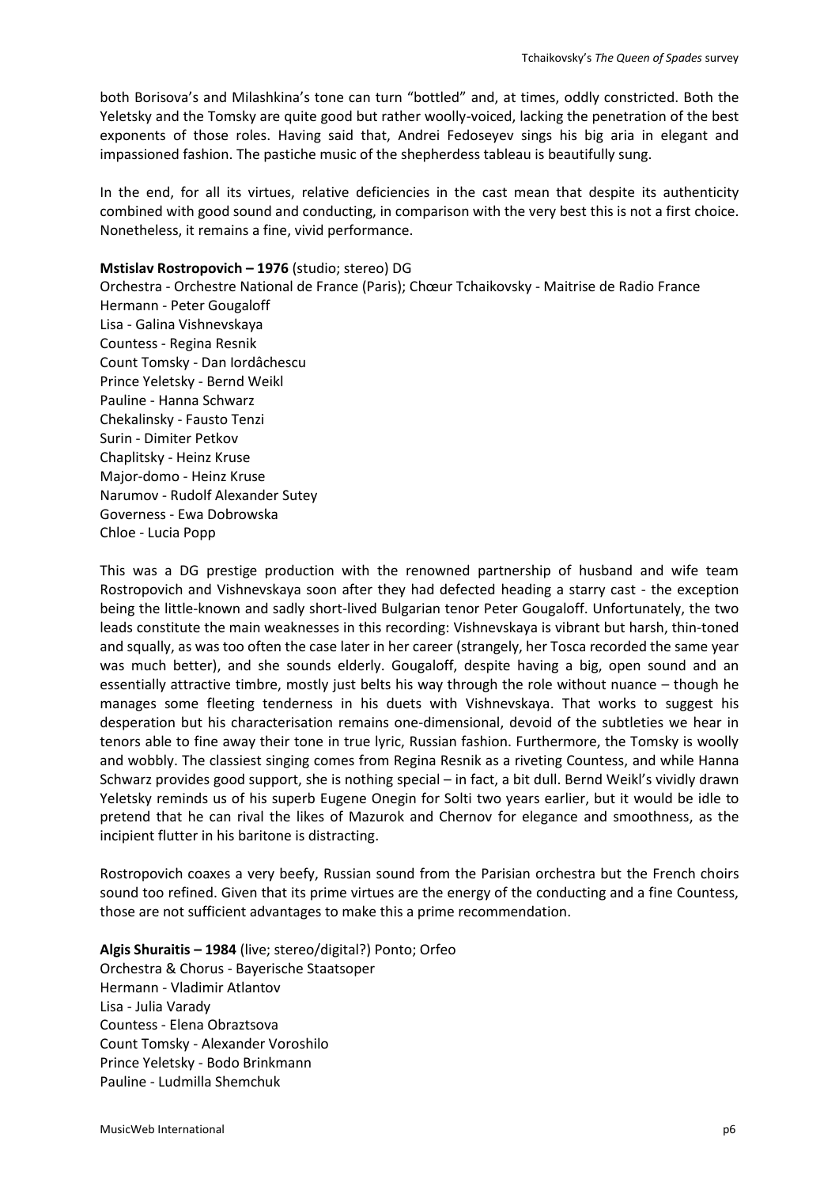both Borisova's and Milashkina's tone can turn "bottled" and, at times, oddly constricted. Both the Yeletsky and the Tomsky are quite good but rather woolly-voiced, lacking the penetration of the best exponents of those roles. Having said that, Andrei Fedoseyev sings his big aria in elegant and impassioned fashion. The pastiche music of the shepherdess tableau is beautifully sung.

In the end, for all its virtues, relative deficiencies in the cast mean that despite its authenticity combined with good sound and conducting, in comparison with the very best this is not a first choice. Nonetheless, it remains a fine, vivid performance.

**Mstislav Rostropovich – 1976** (studio; stereo) DG
Orchestra - Orchestre National de France (Paris); Chœur Tchaikovsky - Maitrise de Radio France
Hermann - Peter Gougaloff
Lisa - Galina Vishnevskaya
Countess - Regina Resnik
Count Tomsky - Dan Iordâchescu
Prince Yeletsky - Bernd Weikl
Pauline - Hanna Schwarz
Chekalinsky - Fausto Tenzi
Surin - Dimiter Petkov
Chaplitsky - Heinz Kruse
Major-domo - Heinz Kruse
Narumov - Rudolf Alexander Sutey
Governess - Ewa Dobrowska
Chloe - Lucia Popp

This was a DG prestige production with the renowned partnership of husband and wife team Rostropovich and Vishnevskaya soon after they had defected heading a starry cast - the exception being the little-known and sadly short-lived Bulgarian tenor Peter Gougaloff. Unfortunately, the two leads constitute the main weaknesses in this recording: Vishnevskaya is vibrant but harsh, thin-toned and squally, as was too often the case later in her career (strangely, her Tosca recorded the same year was much better), and she sounds elderly. Gougaloff, despite having a big, open sound and an essentially attractive timbre, mostly just belts his way through the role without nuance – though he manages some fleeting tenderness in his duets with Vishnevskaya. That works to suggest his desperation but his characterisation remains one-dimensional, devoid of the subtleties we hear in tenors able to fine away their tone in true lyric, Russian fashion. Furthermore, the Tomsky is woolly and wobbly. The classiest singing comes from Regina Resnik as a riveting Countess, and while Hanna Schwarz provides good support, she is nothing special – in fact, a bit dull. Bernd Weikl's vividly drawn Yeletsky reminds us of his superb Eugene Onegin for Solti two years earlier, but it would be idle to pretend that he can rival the likes of Mazurok and Chernov for elegance and smoothness, as the incipient flutter in his baritone is distracting.

Rostropovich coaxes a very beefy, Russian sound from the Parisian orchestra but the French choirs sound too refined. Given that its prime virtues are the energy of the conducting and a fine Countess, those are not sufficient advantages to make this a prime recommendation.

**Algis Shuraitis – 1984** (live; stereo/digital?) Ponto; Orfeo
Orchestra & Chorus - Bayerische Staatsoper
Hermann - Vladimir Atlantov
Lisa - Julia Varady
Countess - Elena Obraztsova
Count Tomsky - Alexander Voroshilo
Prince Yeletsky - Bodo Brinkmann
Pauline - Ludmilla Shemchuk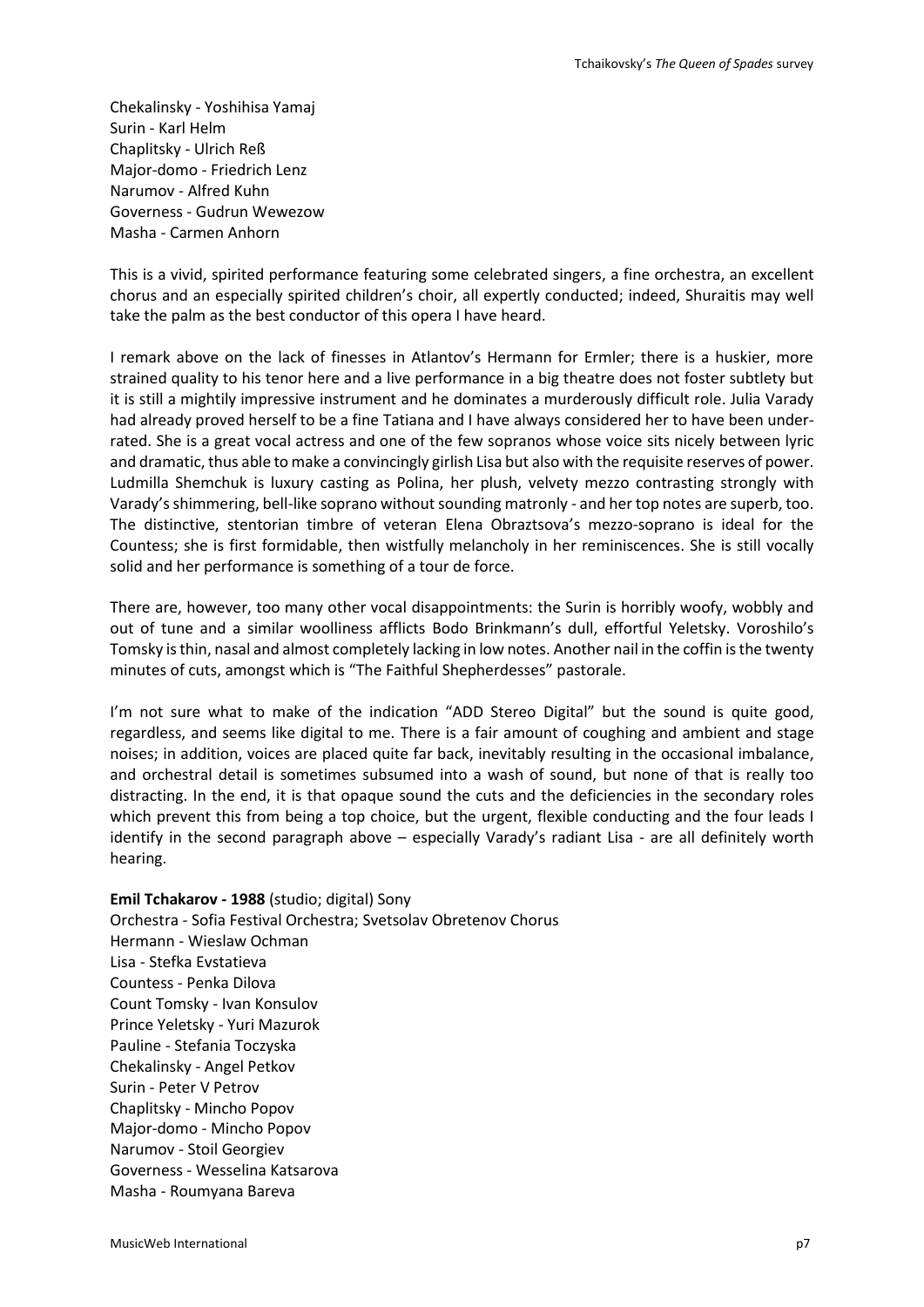Chekalinsky - Yoshihisa Yamaj
Surin - Karl Helm
Chaplitsky - Ulrich Reß
Major-domo - Friedrich Lenz
Narumov - Alfred Kuhn
Governess - Gudrun Wewezow
Masha - Carmen Anhorn

This is a vivid, spirited performance featuring some celebrated singers, a fine orchestra, an excellent chorus and an especially spirited children's choir, all expertly conducted; indeed, Shuraitis may well take the palm as the best conductor of this opera I have heard.

I remark above on the lack of finesses in Atlantov's Hermann for Ermler; there is a huskier, more strained quality to his tenor here and a live performance in a big theatre does not foster subtlety but it is still a mightily impressive instrument and he dominates a murderously difficult role. Julia Varady had already proved herself to be a fine Tatiana and I have always considered her to have been under-rated. She is a great vocal actress and one of the few sopranos whose voice sits nicely between lyric and dramatic, thus able to make a convincingly girlish Lisa but also with the requisite reserves of power. Ludmilla Shemchuk is luxury casting as Polina, her plush, velvety mezzo contrasting strongly with Varady's shimmering, bell-like soprano without sounding matronly - and her top notes are superb, too. The distinctive, stentorian timbre of veteran Elena Obraztsova's mezzo-soprano is ideal for the Countess; she is first formidable, then wistfully melancholy in her reminiscences. She is still vocally solid and her performance is something of a tour de force.

There are, however, too many other vocal disappointments: the Surin is horribly woofy, wobbly and out of tune and a similar woolliness afflicts Bodo Brinkmann's dull, effortful Yeletsky. Voroshilo's Tomsky is thin, nasal and almost completely lacking in low notes. Another nail in the coffin is the twenty minutes of cuts, amongst which is "The Faithful Shepherdesses" pastorale.

I'm not sure what to make of the indication "ADD Stereo Digital" but the sound is quite good, regardless, and seems like digital to me. There is a fair amount of coughing and ambient and stage noises; in addition, voices are placed quite far back, inevitably resulting in the occasional imbalance, and orchestral detail is sometimes subsumed into a wash of sound, but none of that is really too distracting. In the end, it is that opaque sound the cuts and the deficiencies in the secondary roles which prevent this from being a top choice, but the urgent, flexible conducting and the four leads I identify in the second paragraph above – especially Varady's radiant Lisa - are all definitely worth hearing.

**Emil Tchakarov - 1988** (studio; digital) Sony
Orchestra - Sofia Festival Orchestra; Svetsolav Obretenov Chorus
Hermann - Wieslaw Ochman
Lisa - Stefka Evstatieva
Countess - Penka Dilova
Count Tomsky - Ivan Konsulov
Prince Yeletsky - Yuri Mazurok
Pauline - Stefania Toczyska
Chekalinsky - Angel Petkov
Surin - Peter V Petrov
Chaplitsky - Mincho Popov
Major-domo - Mincho Popov
Narumov - Stoil Georgiev
Governess - Wesselina Katsarova
Masha - Roumyana Bareva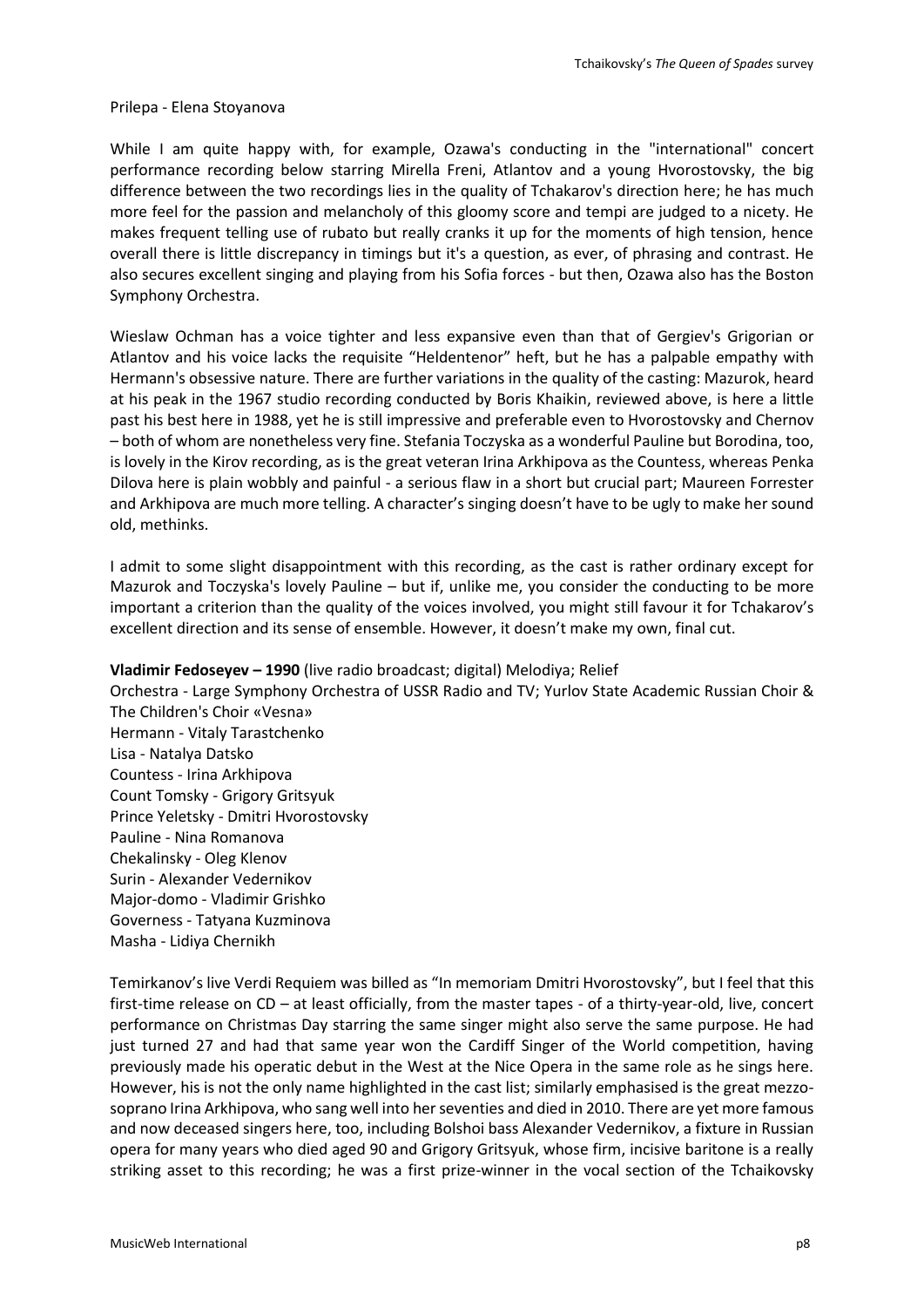Prilepa - Elena Stoyanova

While I am quite happy with, for example, Ozawa's conducting in the "international" concert performance recording below starring Mirella Freni, Atlantov and a young Hvorostovsky, the big difference between the two recordings lies in the quality of Tchakarov's direction here; he has much more feel for the passion and melancholy of this gloomy score and tempi are judged to a nicety. He makes frequent telling use of rubato but really cranks it up for the moments of high tension, hence overall there is little discrepancy in timings but it's a question, as ever, of phrasing and contrast. He also secures excellent singing and playing from his Sofia forces - but then, Ozawa also has the Boston Symphony Orchestra.

Wieslaw Ochman has a voice tighter and less expansive even than that of Gergiev's Grigorian or Atlantov and his voice lacks the requisite "Heldentenor" heft, but he has a palpable empathy with Hermann's obsessive nature. There are further variations in the quality of the casting: Mazurok, heard at his peak in the 1967 studio recording conducted by Boris Khaikin, reviewed above, is here a little past his best here in 1988, yet he is still impressive and preferable even to Hvorostovsky and Chernov – both of whom are nonetheless very fine. Stefania Toczyska as a wonderful Pauline but Borodina, too, is lovely in the Kirov recording, as is the great veteran Irina Arkhipova as the Countess, whereas Penka Dilova here is plain wobbly and painful - a serious flaw in a short but crucial part; Maureen Forrester and Arkhipova are much more telling. A character's singing doesn't have to be ugly to make her sound old, methinks.

I admit to some slight disappointment with this recording, as the cast is rather ordinary except for Mazurok and Toczyska's lovely Pauline – but if, unlike me, you consider the conducting to be more important a criterion than the quality of the voices involved, you might still favour it for Tchakarov's excellent direction and its sense of ensemble. However, it doesn't make my own, final cut.

**Vladimir Fedoseyev – 1990** (live radio broadcast; digital) Melodiya; Relief
Orchestra - Large Symphony Orchestra of USSR Radio and TV; Yurlov State Academic Russian Choir & The Children's Choir «Vesna»
Hermann - Vitaly Tarastchenko
Lisa - Natalya Datsko
Countess - Irina Arkhipova
Count Tomsky - Grigory Gritsyuk
Prince Yeletsky - Dmitri Hvorostovsky
Pauline - Nina Romanova
Chekalinsky - Oleg Klenov
Surin - Alexander Vedernikov
Major-domo - Vladimir Grishko
Governess - Tatyana Kuzminova
Masha - Lidiya Chernikh

Temirkanov's live Verdi Requiem was billed as "In memoriam Dmitri Hvorostovsky", but I feel that this first-time release on CD – at least officially, from the master tapes - of a thirty-year-old, live, concert performance on Christmas Day starring the same singer might also serve the same purpose. He had just turned 27 and had that same year won the Cardiff Singer of the World competition, having previously made his operatic debut in the West at the Nice Opera in the same role as he sings here. However, his is not the only name highlighted in the cast list; similarly emphasised is the great mezzo-soprano Irina Arkhipova, who sang well into her seventies and died in 2010. There are yet more famous and now deceased singers here, too, including Bolshoi bass Alexander Vedernikov, a fixture in Russian opera for many years who died aged 90 and Grigory Gritsyuk, whose firm, incisive baritone is a really striking asset to this recording; he was a first prize-winner in the vocal section of the Tchaikovsky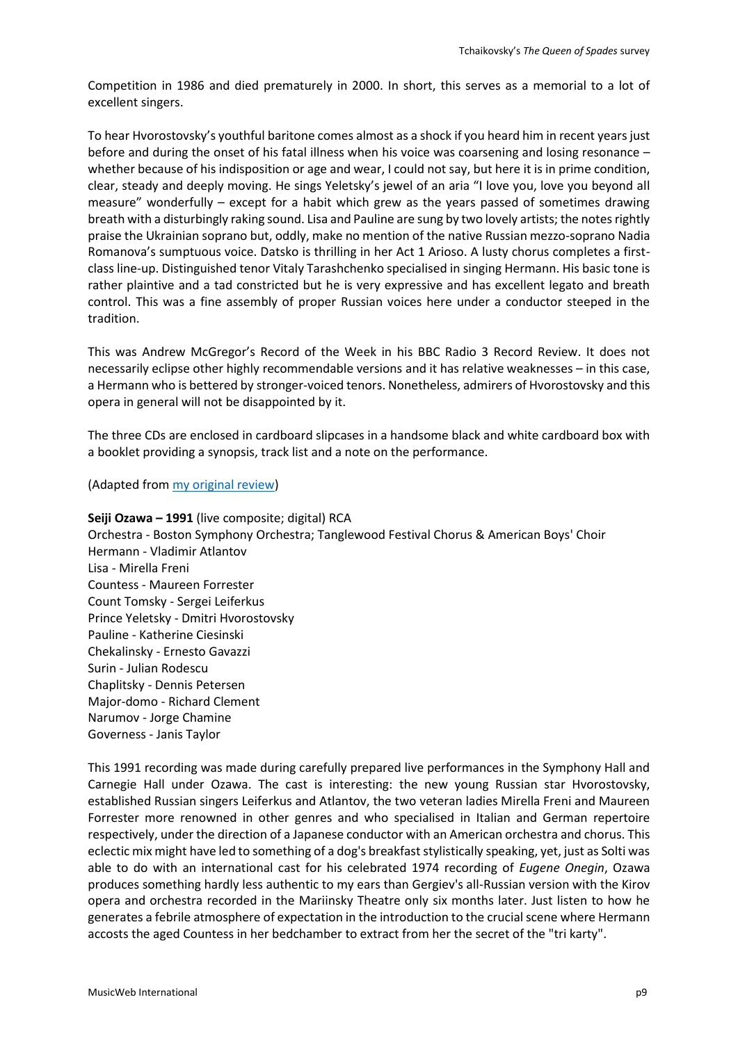Competition in 1986 and died prematurely in 2000. In short, this serves as a memorial to a lot of excellent singers.

To hear Hvorostovsky's youthful baritone comes almost as a shock if you heard him in recent years just before and during the onset of his fatal illness when his voice was coarsening and losing resonance – whether because of his indisposition or age and wear, I could not say, but here it is in prime condition, clear, steady and deeply moving. He sings Yeletsky's jewel of an aria "I love you, love you beyond all measure" wonderfully – except for a habit which grew as the years passed of sometimes drawing breath with a disturbingly raking sound. Lisa and Pauline are sung by two lovely artists; the notes rightly praise the Ukrainian soprano but, oddly, make no mention of the native Russian mezzo-soprano Nadia Romanova's sumptuous voice. Datsko is thrilling in her Act 1 Arioso. A lusty chorus completes a first-class line-up. Distinguished tenor Vitaly Tarashchenko specialised in singing Hermann. His basic tone is rather plaintive and a tad constricted but he is very expressive and has excellent legato and breath control. This was a fine assembly of proper Russian voices here under a conductor steeped in the tradition.

This was Andrew McGregor's Record of the Week in his BBC Radio 3 Record Review. It does not necessarily eclipse other highly recommendable versions and it has relative weaknesses – in this case, a Hermann who is bettered by stronger-voiced tenors. Nonetheless, admirers of Hvorostovsky and this opera in general will not be disappointed by it.

The three CDs are enclosed in cardboard slipcases in a handsome black and white cardboard box with a booklet providing a synopsis, track list and a note on the performance.

(Adapted from my original review)

**Seiji Ozawa – 1991** (live composite; digital) RCA
Orchestra - Boston Symphony Orchestra; Tanglewood Festival Chorus & American Boys' Choir
Hermann - Vladimir Atlantov
Lisa - Mirella Freni
Countess - Maureen Forrester
Count Tomsky - Sergei Leiferkus
Prince Yeletsky - Dmitri Hvorostovsky
Pauline - Katherine Ciesinski
Chekalinsky - Ernesto Gavazzi
Surin - Julian Rodescu
Chaplitsky - Dennis Petersen
Major-domo - Richard Clement
Narumov - Jorge Chamine
Governess - Janis Taylor

This 1991 recording was made during carefully prepared live performances in the Symphony Hall and Carnegie Hall under Ozawa. The cast is interesting: the new young Russian star Hvorostovsky, established Russian singers Leiferkus and Atlantov, the two veteran ladies Mirella Freni and Maureen Forrester more renowned in other genres and who specialised in Italian and German repertoire respectively, under the direction of a Japanese conductor with an American orchestra and chorus. This eclectic mix might have led to something of a dog's breakfast stylistically speaking, yet, just as Solti was able to do with an international cast for his celebrated 1974 recording of *Eugene Onegin*, Ozawa produces something hardly less authentic to my ears than Gergiev's all-Russian version with the Kirov opera and orchestra recorded in the Mariinsky Theatre only six months later. Just listen to how he generates a febrile atmosphere of expectation in the introduction to the crucial scene where Hermann accosts the aged Countess in her bedchamber to extract from her the secret of the "tri karty".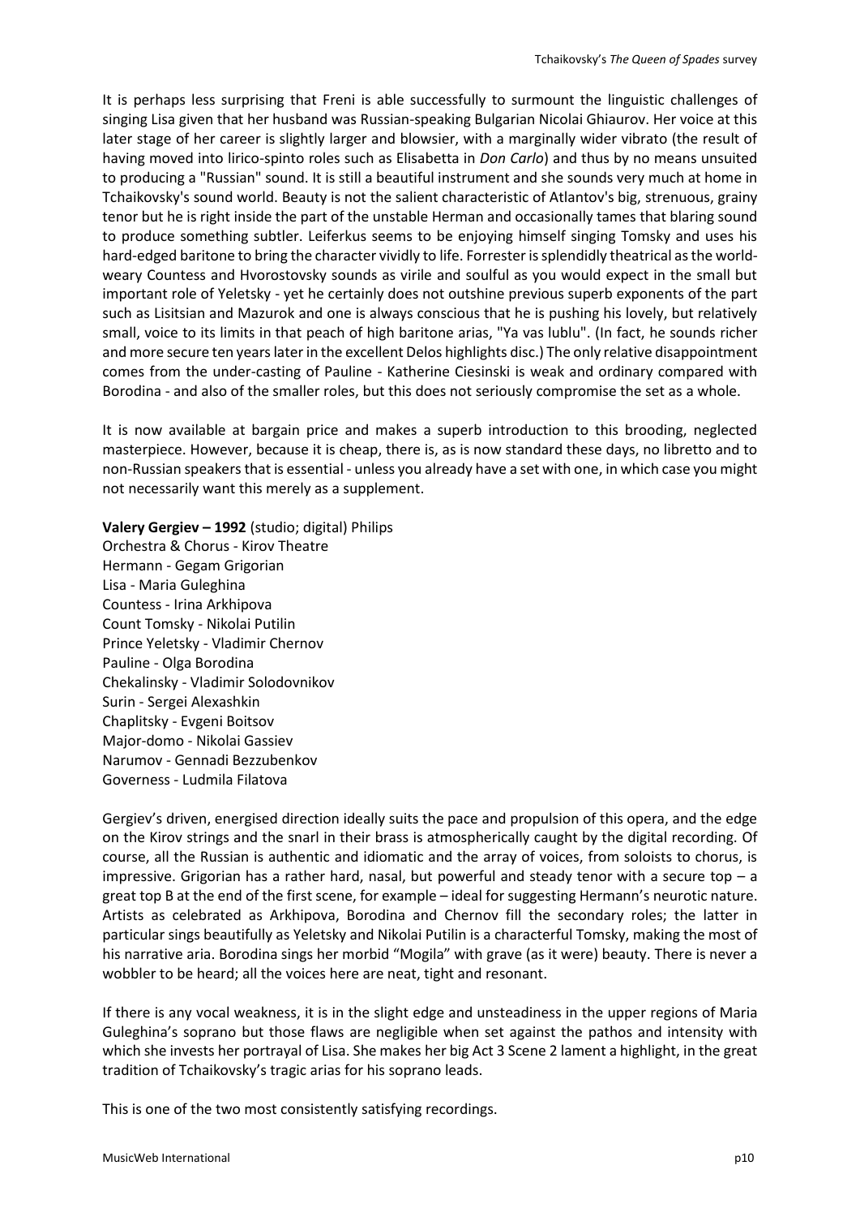It is perhaps less surprising that Freni is able successfully to surmount the linguistic challenges of singing Lisa given that her husband was Russian-speaking Bulgarian Nicolai Ghiaurov. Her voice at this later stage of her career is slightly larger and blowsier, with a marginally wider vibrato (the result of having moved into lirico-spinto roles such as Elisabetta in *Don Carlo*) and thus by no means unsuited to producing a "Russian" sound. It is still a beautiful instrument and she sounds very much at home in Tchaikovsky's sound world. Beauty is not the salient characteristic of Atlantov's big, strenuous, grainy tenor but he is right inside the part of the unstable Herman and occasionally tames that blaring sound to produce something subtler. Leiferkus seems to be enjoying himself singing Tomsky and uses his hard-edged baritone to bring the character vividly to life. Forrester is splendidly theatrical as the world-weary Countess and Hvorostovsky sounds as virile and soulful as you would expect in the small but important role of Yeletsky - yet he certainly does not outshine previous superb exponents of the part such as Lisitsian and Mazurok and one is always conscious that he is pushing his lovely, but relatively small, voice to its limits in that peach of high baritone arias, "Ya vas lublu". (In fact, he sounds richer and more secure ten years later in the excellent Delos highlights disc.) The only relative disappointment comes from the under-casting of Pauline - Katherine Ciesinski is weak and ordinary compared with Borodina - and also of the smaller roles, but this does not seriously compromise the set as a whole.

It is now available at bargain price and makes a superb introduction to this brooding, neglected masterpiece. However, because it is cheap, there is, as is now standard these days, no libretto and to non-Russian speakers that is essential - unless you already have a set with one, in which case you might not necessarily want this merely as a supplement.

**Valery Gergiev – 1992** (studio; digital) Philips
Orchestra & Chorus - Kirov Theatre
Hermann - Gegam Grigorian
Lisa - Maria Guleghina
Countess - Irina Arkhipova
Count Tomsky - Nikolai Putilin
Prince Yeletsky - Vladimir Chernov
Pauline - Olga Borodina
Chekalinsky - Vladimir Solodovnikov
Surin - Sergei Alexashkin
Chaplitsky - Evgeni Boitsov
Major-domo - Nikolai Gassiev
Narumov - Gennadi Bezzubenkov
Governess - Ludmila Filatova

Gergiev's driven, energised direction ideally suits the pace and propulsion of this opera, and the edge on the Kirov strings and the snarl in their brass is atmospherically caught by the digital recording. Of course, all the Russian is authentic and idiomatic and the array of voices, from soloists to chorus, is impressive. Grigorian has a rather hard, nasal, but powerful and steady tenor with a secure top – a great top B at the end of the first scene, for example – ideal for suggesting Hermann's neurotic nature. Artists as celebrated as Arkhipova, Borodina and Chernov fill the secondary roles; the latter in particular sings beautifully as Yeletsky and Nikolai Putilin is a characterful Tomsky, making the most of his narrative aria. Borodina sings her morbid "Mogila" with grave (as it were) beauty. There is never a wobbler to be heard; all the voices here are neat, tight and resonant.

If there is any vocal weakness, it is in the slight edge and unsteadiness in the upper regions of Maria Guleghina's soprano but those flaws are negligible when set against the pathos and intensity with which she invests her portrayal of Lisa. She makes her big Act 3 Scene 2 lament a highlight, in the great tradition of Tchaikovsky's tragic arias for his soprano leads.

This is one of the two most consistently satisfying recordings.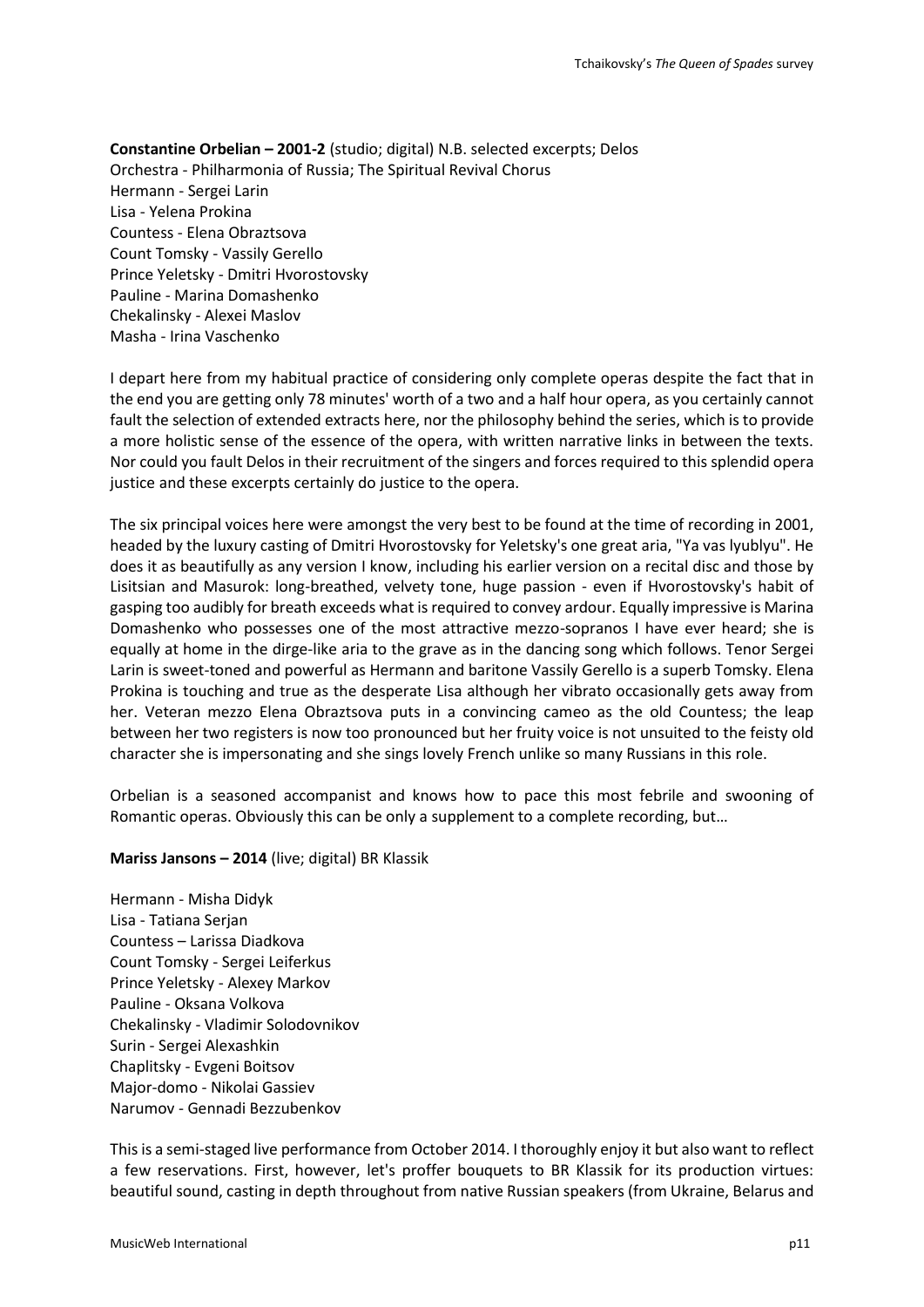**Constantine Orbelian – 2001-2** (studio; digital) N.B. selected excerpts; Delos
Orchestra - Philharmonia of Russia; The Spiritual Revival Chorus
Hermann - Sergei Larin
Lisa - Yelena Prokina
Countess - Elena Obraztsova
Count Tomsky - Vassily Gerello
Prince Yeletsky - Dmitri Hvorostovsky
Pauline - Marina Domashenko
Chekalinsky - Alexei Maslov
Masha - Irina Vaschenko

I depart here from my habitual practice of considering only complete operas despite the fact that in the end you are getting only 78 minutes' worth of a two and a half hour opera, as you certainly cannot fault the selection of extended extracts here, nor the philosophy behind the series, which is to provide a more holistic sense of the essence of the opera, with written narrative links in between the texts. Nor could you fault Delos in their recruitment of the singers and forces required to this splendid opera justice and these excerpts certainly do justice to the opera.

The six principal voices here were amongst the very best to be found at the time of recording in 2001, headed by the luxury casting of Dmitri Hvorostovsky for Yeletsky's one great aria, "Ya vas lyublyu". He does it as beautifully as any version I know, including his earlier version on a recital disc and those by Lisitsian and Masurok: long-breathed, velvety tone, huge passion - even if Hvorostovsky's habit of gasping too audibly for breath exceeds what is required to convey ardour. Equally impressive is Marina Domashenko who possesses one of the most attractive mezzo-sopranos I have ever heard; she is equally at home in the dirge-like aria to the grave as in the dancing song which follows. Tenor Sergei Larin is sweet-toned and powerful as Hermann and baritone Vassily Gerello is a superb Tomsky. Elena Prokina is touching and true as the desperate Lisa although her vibrato occasionally gets away from her. Veteran mezzo Elena Obraztsova puts in a convincing cameo as the old Countess; the leap between her two registers is now too pronounced but her fruity voice is not unsuited to the feisty old character she is impersonating and she sings lovely French unlike so many Russians in this role.

Orbelian is a seasoned accompanist and knows how to pace this most febrile and swooning of Romantic operas. Obviously this can be only a supplement to a complete recording, but…

**Mariss Jansons – 2014** (live; digital) BR Klassik

Hermann - Misha Didyk
Lisa - Tatiana Serjan
Countess – Larissa Diadkova
Count Tomsky - Sergei Leiferkus
Prince Yeletsky - Alexey Markov
Pauline - Oksana Volkova
Chekalinsky - Vladimir Solodovnikov
Surin - Sergei Alexashkin
Chaplitsky - Evgeni Boitsov
Major-domo - Nikolai Gassiev
Narumov - Gennadi Bezzubenkov

This is a semi-staged live performance from October 2014. I thoroughly enjoy it but also want to reflect a few reservations. First, however, let's proffer bouquets to BR Klassik for its production virtues: beautiful sound, casting in depth throughout from native Russian speakers (from Ukraine, Belarus and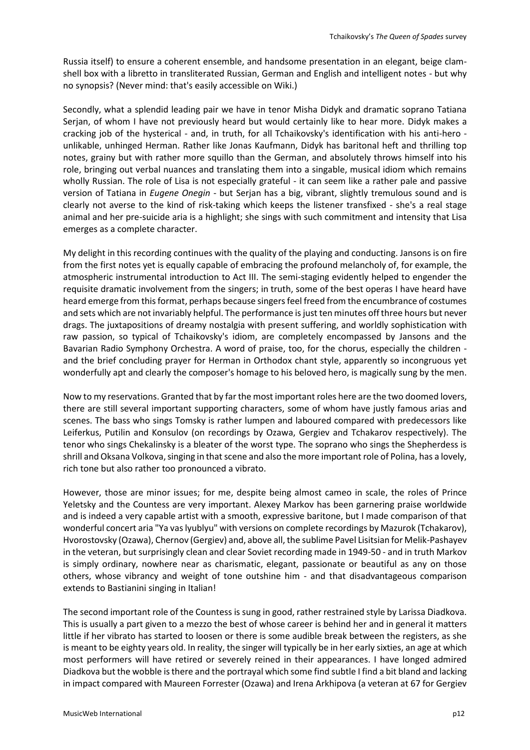Russia itself) to ensure a coherent ensemble, and handsome presentation in an elegant, beige clam-shell box with a libretto in transliterated Russian, German and English and intelligent notes - but why no synopsis? (Never mind: that's easily accessible on Wiki.)

Secondly, what a splendid leading pair we have in tenor Misha Didyk and dramatic soprano Tatiana Serjan, of whom I have not previously heard but would certainly like to hear more. Didyk makes a cracking job of the hysterical - and, in truth, for all Tchaikovsky's identification with his anti-hero - unlikable, unhinged Herman. Rather like Jonas Kaufmann, Didyk has baritonal heft and thrilling top notes, grainy but with rather more squillo than the German, and absolutely throws himself into his role, bringing out verbal nuances and translating them into a singable, musical idiom which remains wholly Russian. The role of Lisa is not especially grateful - it can seem like a rather pale and passive version of Tatiana in *Eugene Onegin* - but Serjan has a big, vibrant, slightly tremulous sound and is clearly not averse to the kind of risk-taking which keeps the listener transfixed - she's a real stage animal and her pre-suicide aria is a highlight; she sings with such commitment and intensity that Lisa emerges as a complete character.

My delight in this recording continues with the quality of the playing and conducting. Jansons is on fire from the first notes yet is equally capable of embracing the profound melancholy of, for example, the atmospheric instrumental introduction to Act III. The semi-staging evidently helped to engender the requisite dramatic involvement from the singers; in truth, some of the best operas I have heard have heard emerge from this format, perhaps because singers feel freed from the encumbrance of costumes and sets which are not invariably helpful. The performance is just ten minutes off three hours but never drags. The juxtapositions of dreamy nostalgia with present suffering, and worldly sophistication with raw passion, so typical of Tchaikovsky's idiom, are completely encompassed by Jansons and the Bavarian Radio Symphony Orchestra. A word of praise, too, for the chorus, especially the children - and the brief concluding prayer for Herman in Orthodox chant style, apparently so incongruous yet wonderfully apt and clearly the composer's homage to his beloved hero, is magically sung by the men.

Now to my reservations. Granted that by far the most important roles here are the two doomed lovers, there are still several important supporting characters, some of whom have justly famous arias and scenes. The bass who sings Tomsky is rather lumpen and laboured compared with predecessors like Leiferkus, Putilin and Konsulov (on recordings by Ozawa, Gergiev and Tchakarov respectively). The tenor who sings Chekalinsky is a bleater of the worst type. The soprano who sings the Shepherdess is shrill and Oksana Volkova, singing in that scene and also the more important role of Polina, has a lovely, rich tone but also rather too pronounced a vibrato.

However, those are minor issues; for me, despite being almost cameo in scale, the roles of Prince Yeletsky and the Countess are very important. Alexey Markov has been garnering praise worldwide and is indeed a very capable artist with a smooth, expressive baritone, but I made comparison of that wonderful concert aria "Ya vas lyublyu" with versions on complete recordings by Mazurok (Tchakarov), Hvorostovsky (Ozawa), Chernov (Gergiev) and, above all, the sublime Pavel Lisitsian for Melik-Pashayev in the veteran, but surprisingly clean and clear Soviet recording made in 1949-50 - and in truth Markov is simply ordinary, nowhere near as charismatic, elegant, passionate or beautiful as any on those others, whose vibrancy and weight of tone outshine him - and that disadvantageous comparison extends to Bastianini singing in Italian!

The second important role of the Countess is sung in good, rather restrained style by Larissa Diadkova. This is usually a part given to a mezzo the best of whose career is behind her and in general it matters little if her vibrato has started to loosen or there is some audible break between the registers, as she is meant to be eighty years old. In reality, the singer will typically be in her early sixties, an age at which most performers will have retired or severely reined in their appearances. I have longed admired Diadkova but the wobble is there and the portrayal which some find subtle I find a bit bland and lacking in impact compared with Maureen Forrester (Ozawa) and Irena Arkhipova (a veteran at 67 for Gergiev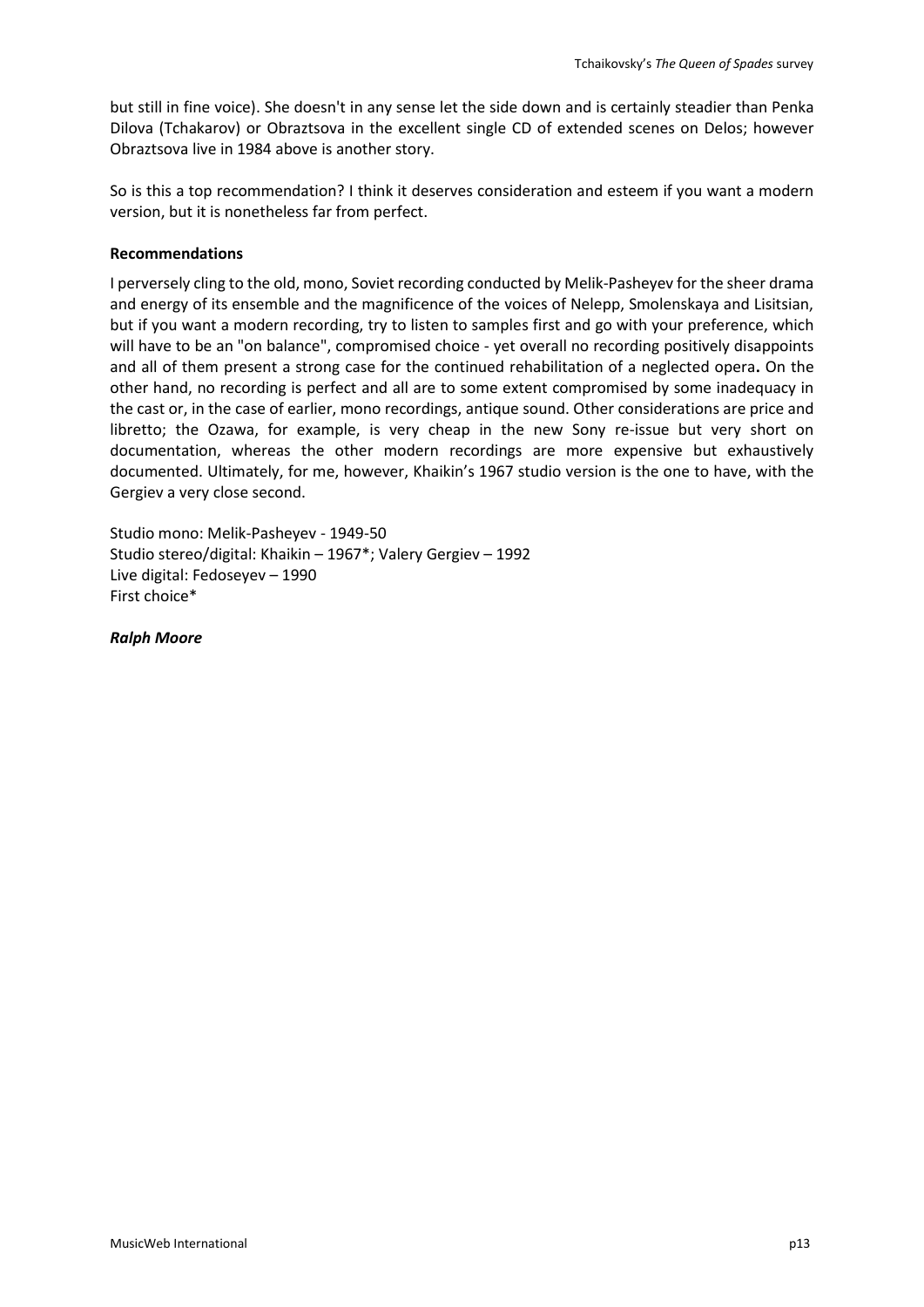but still in fine voice). She doesn't in any sense let the side down and is certainly steadier than Penka Dilova (Tchakarov) or Obraztsova in the excellent single CD of extended scenes on Delos; however Obraztsova live in 1984 above is another story.

So is this a top recommendation? I think it deserves consideration and esteem if you want a modern version, but it is nonetheless far from perfect.

**Recommendations**

I perversely cling to the old, mono, Soviet recording conducted by Melik-Pasheyev for the sheer drama and energy of its ensemble and the magnificence of the voices of Nelepp, Smolenskaya and Lisitsian, but if you want a modern recording, try to listen to samples first and go with your preference, which will have to be an "on balance", compromised choice - yet overall no recording positively disappoints and all of them present a strong case for the continued rehabilitation of a neglected opera**.** On the other hand, no recording is perfect and all are to some extent compromised by some inadequacy in the cast or, in the case of earlier, mono recordings, antique sound. Other considerations are price and libretto; the Ozawa, for example, is very cheap in the new Sony re-issue but very short on documentation, whereas the other modern recordings are more expensive but exhaustively documented. Ultimately, for me, however, Khaikin's 1967 studio version is the one to have, with the Gergiev a very close second.

Studio mono: Melik-Pasheyev - 1949-50
Studio stereo/digital: Khaikin – 1967*; Valery Gergiev – 1992
Live digital: Fedoseyev – 1990
First choice*

***Ralph Moore***